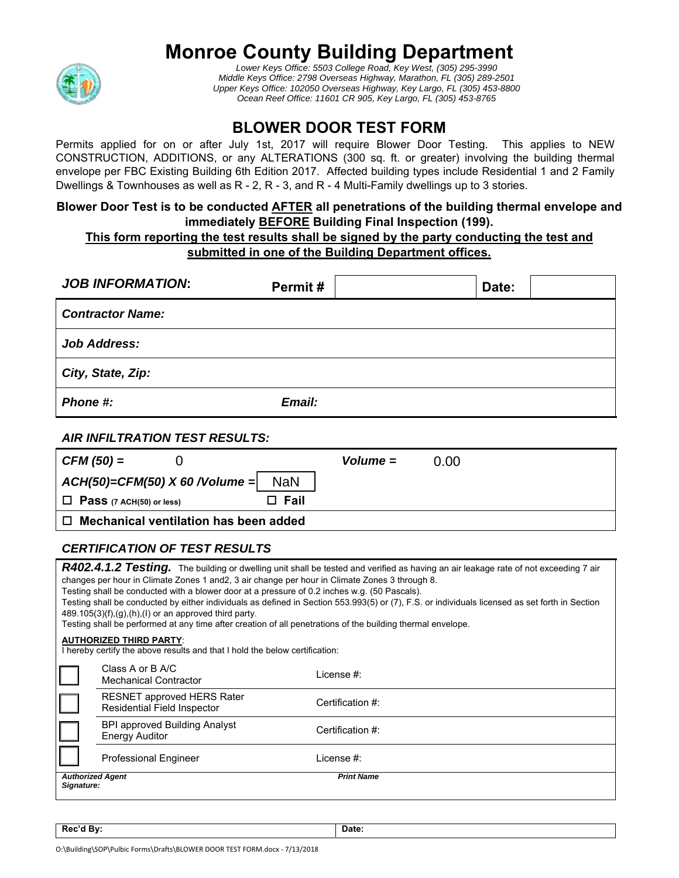# Monroe County Building Department

*Lower Keys Office: 5503 College Road, Key West, (305) 295-3990*
*Middle Keys Office: 2798 Overseas Highway, Marathon, FL (305) 289-2501*
*Upper Keys Office: 102050 Overseas Highway, Key Largo, FL (305) 453-8800*
*Ocean Reef Office: 11601 CR 905, Key Largo, FL (305) 453-8765*

## BLOWER DOOR TEST FORM

Permits applied for on or after July 1st, 2017 will require Blower Door Testing. This applies to NEW CONSTRUCTION, ADDITIONS, or any ALTERATIONS (300 sq. ft. or greater) involving the building thermal envelope per FBC Existing Building 6th Edition 2017. Affected building types include Residential 1 and 2 Family Dwellings & Townhouses as well as R - 2, R - 3, and R - 4 Multi-Family dwellings up to 3 stories.

**Blower Door Test is to be conducted <u>AFTER</u> all penetrations of the building thermal envelope and immediately <u>BEFORE</u> Building Final Inspection (199).**

**<u>This form reporting the test results shall be signed by the party conducting the test and submitted in one of the Building Department offices.</u>**

| ***JOB INFORMATION:*** | **Permit #** | | **Date:** | |
|---|---|---|---|---|
| ***Contractor Name:*** | | | | |
| ***Job Address:*** | | | | |
| ***City, State, Zip:*** | | | | |
| ***Phone #:*** | ***Email:*** | | | |

### *AIR INFILTRATION TEST RESULTS:*

| | | | |
|---|---|---|---|
| ***CFM (50) =*** 0 | | ***Volume =*** | 0.00 |
| ***ACH(50)=CFM(50) X 60 /Volume =*** | NaN | | |
| ☐ **Pass** (7 ACH(50) or less) | ☐ **Fail** | | |
| ☐ **Mechanical ventilation has been added** | | | |

### *CERTIFICATION OF TEST RESULTS*

***R402.4.1.2 Testing.*** The building or dwelling unit shall be tested and verified as having an air leakage rate of not exceeding 7 air changes per hour in Climate Zones 1 and2, 3 air change per hour in Climate Zones 3 through 8.
Testing shall be conducted with a blower door at a pressure of 0.2 inches w.g. (50 Pascals).
Testing shall be conducted by either individuals as defined in Section 553.993(5) or (7), F.S. or individuals licensed as set forth in Section 489.105(3)(f),(g),(h),(I) or an approved third party.
Testing shall be performed at any time after creation of all penetrations of the building thermal envelope.

**<u>AUTHORIZED THIRD PARTY</u>**:
I hereby certify the above results and that I hold the below certification:

| | | |
|---|---|---|
| ☐ | Class A or B A/C Mechanical Contractor | License #: |
| ☐ | RESNET approved HERS Rater Residential Field Inspector | Certification #: |
| ☐ | BPI approved Building Analyst Energy Auditor | Certification #: |
| ☐ | Professional Engineer | License #: |
| ***Authorized Agent Signature:*** | | ***Print Name*** |

| **Rec'd By:** | **Date:** |
|---|---|

O:\Building\SOP\Pulbic Forms\Drafts\BLOWER DOOR TEST FORM.docx - 7/13/2018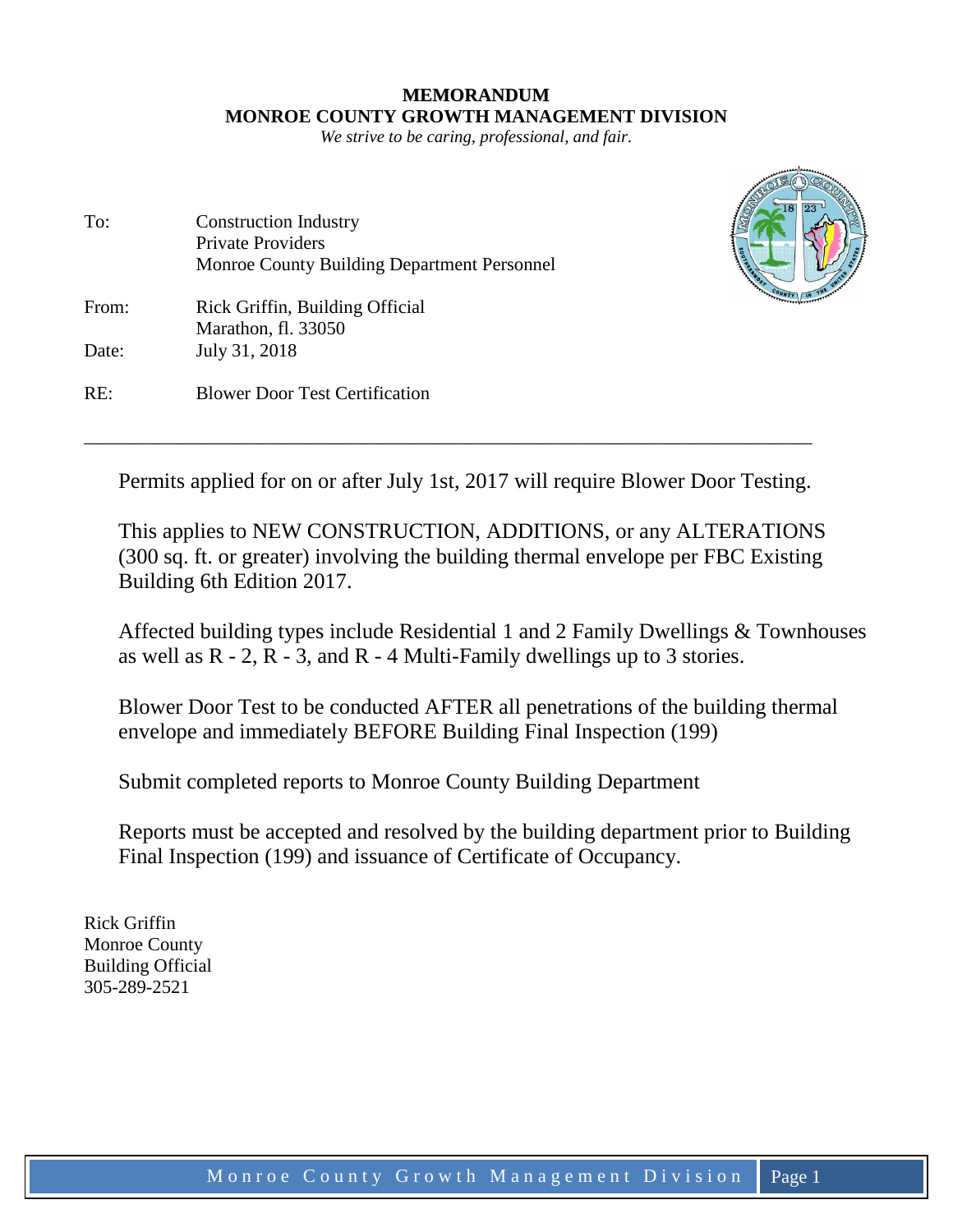**MEMORANDUM**
**MONROE COUNTY GROWTH MANAGEMENT DIVISION**
*We strive to be caring, professional, and fair.*

| | |
|---|---|
| To: | Construction Industry<br>Private Providers<br>Monroe County Building Department Personnel |
| From: | Rick Griffin, Building Official<br>Marathon, fl. 33050 |
| Date: | July 31, 2018 |
| RE: | Blower Door Test Certification |

---

Permits applied for on or after July 1st, 2017 will require Blower Door Testing.

This applies to NEW CONSTRUCTION, ADDITIONS, or any ALTERATIONS (300 sq. ft. or greater) involving the building thermal envelope per FBC Existing Building 6th Edition 2017.

Affected building types include Residential 1 and 2 Family Dwellings & Townhouses as well as R - 2, R - 3, and R - 4 Multi-Family dwellings up to 3 stories.

Blower Door Test to be conducted AFTER all penetrations of the building thermal envelope and immediately BEFORE Building Final Inspection (199)

Submit completed reports to Monroe County Building Department

Reports must be accepted and resolved by the building department prior to Building Final Inspection (199) and issuance of Certificate of Occupancy.

Rick Griffin
Monroe County
Building Official
305-289-2521